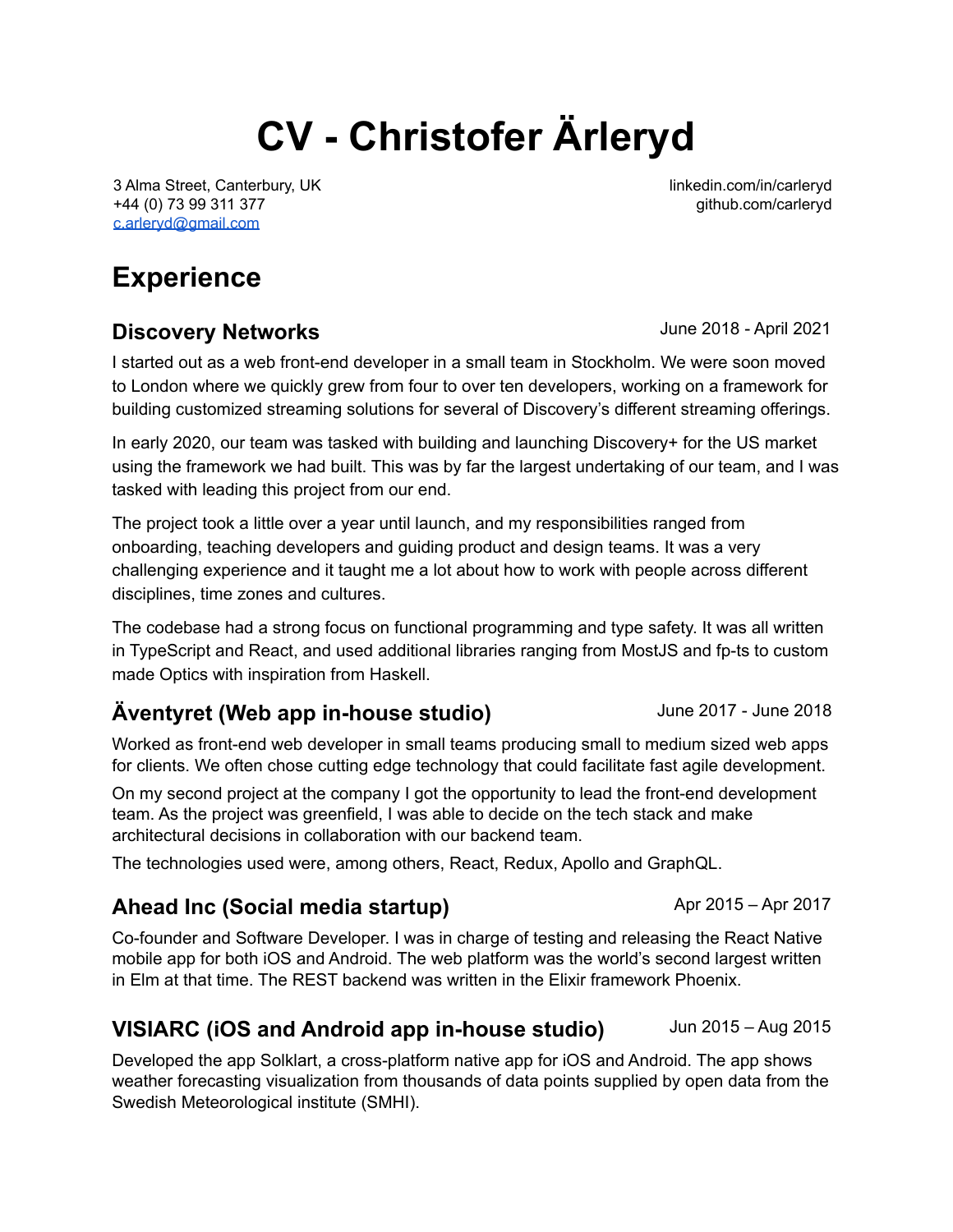# CV - Christofer Ärleryd

3 Alma Street, Canterbury, UK
+44 (0) 73 99 311 377
c.arleryd@gmail.com

linkedin.com/in/carleryd
github.com/carleryd

## Experience

### Discovery Networks

June 2018 - April 2021

I started out as a web front-end developer in a small team in Stockholm. We were soon moved to London where we quickly grew from four to over ten developers, working on a framework for building customized streaming solutions for several of Discovery's different streaming offerings.

In early 2020, our team was tasked with building and launching Discovery+ for the US market using the framework we had built. This was by far the largest undertaking of our team, and I was tasked with leading this project from our end.

The project took a little over a year until launch, and my responsibilities ranged from onboarding, teaching developers and guiding product and design teams. It was a very challenging experience and it taught me a lot about how to work with people across different disciplines, time zones and cultures.

The codebase had a strong focus on functional programming and type safety. It was all written in TypeScript and React, and used additional libraries ranging from MostJS and fp-ts to custom made Optics with inspiration from Haskell.

### Äventyret (Web app in-house studio)

June 2017 - June 2018

Worked as front-end web developer in small teams producing small to medium sized web apps for clients. We often chose cutting edge technology that could facilitate fast agile development.

On my second project at the company I got the opportunity to lead the front-end development team. As the project was greenfield, I was able to decide on the tech stack and make architectural decisions in collaboration with our backend team.

The technologies used were, among others, React, Redux, Apollo and GraphQL.

### Ahead Inc (Social media startup)

Apr 2015 – Apr 2017

Co-founder and Software Developer. I was in charge of testing and releasing the React Native mobile app for both iOS and Android. The web platform was the world's second largest written in Elm at that time. The REST backend was written in the Elixir framework Phoenix.

### VISIARC (iOS and Android app in-house studio)

Jun 2015 – Aug 2015

Developed the app Solklart, a cross-platform native app for iOS and Android. The app shows weather forecasting visualization from thousands of data points supplied by open data from the Swedish Meteorological institute (SMHI).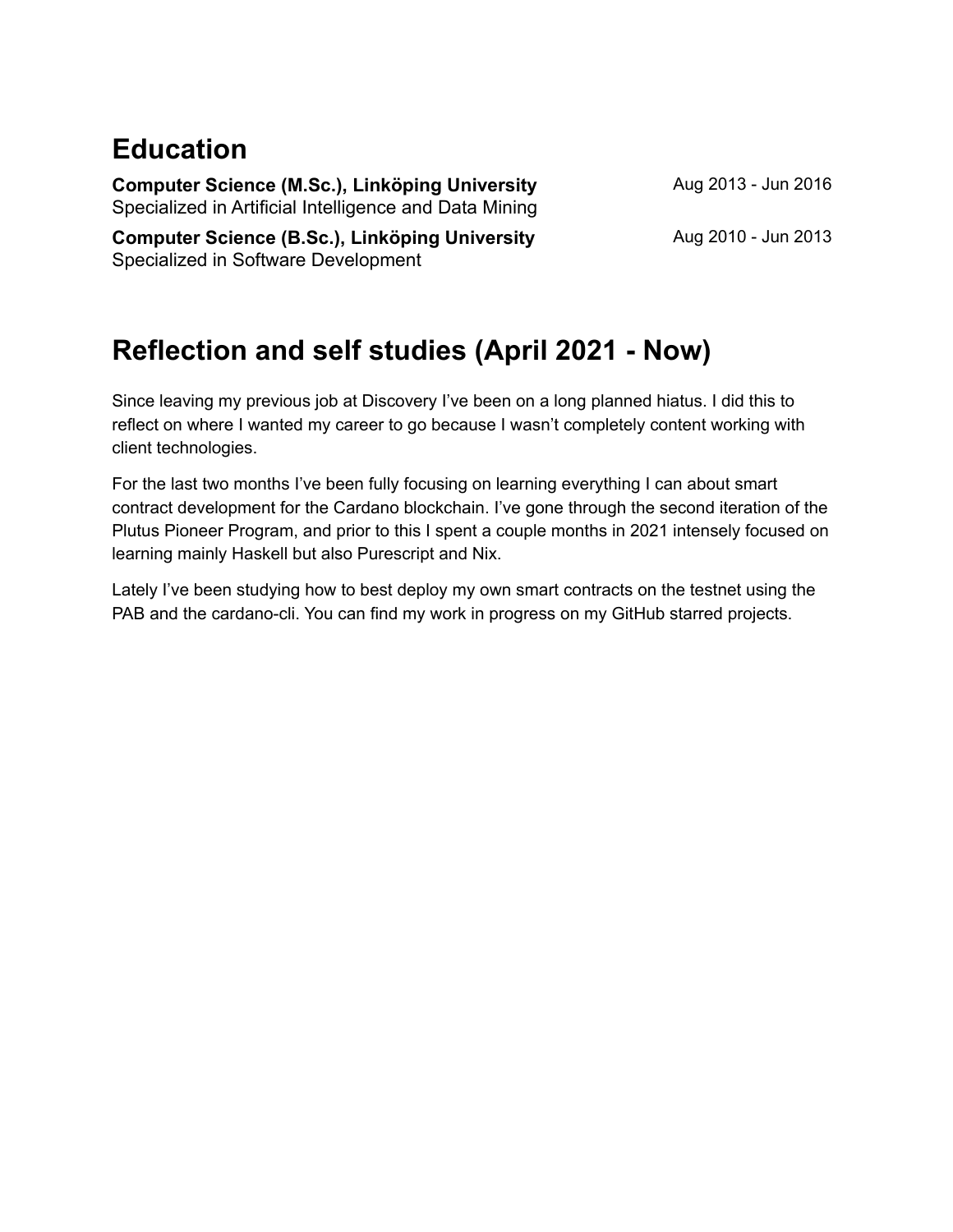## Education

**Computer Science (M.Sc.), Linköping University** Aug 2013 - Jun 2016
Specialized in Artificial Intelligence and Data Mining

**Computer Science (B.Sc.), Linköping University** Aug 2010 - Jun 2013
Specialized in Software Development

## Reflection and self studies (April 2021 - Now)

Since leaving my previous job at Discovery I've been on a long planned hiatus. I did this to reflect on where I wanted my career to go because I wasn't completely content working with client technologies.

For the last two months I've been fully focusing on learning everything I can about smart contract development for the Cardano blockchain. I've gone through the second iteration of the Plutus Pioneer Program, and prior to this I spent a couple months in 2021 intensely focused on learning mainly Haskell but also Purescript and Nix.

Lately I've been studying how to best deploy my own smart contracts on the testnet using the PAB and the cardano-cli. You can find my work in progress on my GitHub starred projects.